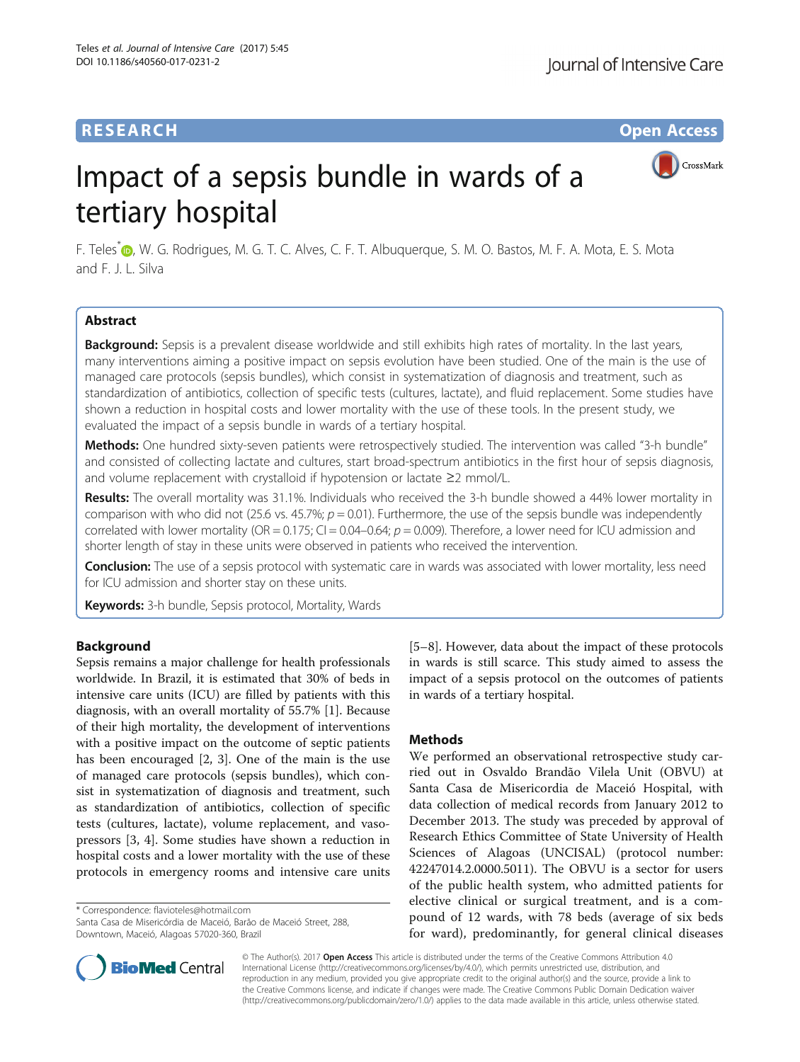RESEARCH

Open Access

# Impact of a sepsis bundle in wards of a tertiary hospital

F. Teles*, W. G. Rodrigues, M. G. T. C. Alves, C. F. T. Albuquerque, S. M. O. Bastos, M. F. A. Mota, E. S. Mota and F. J. L. Silva

## Abstract

**Background:** Sepsis is a prevalent disease worldwide and still exhibits high rates of mortality. In the last years, many interventions aiming a positive impact on sepsis evolution have been studied. One of the main is the use of managed care protocols (sepsis bundles), which consist in systematization of diagnosis and treatment, such as standardization of antibiotics, collection of specific tests (cultures, lactate), and fluid replacement. Some studies have shown a reduction in hospital costs and lower mortality with the use of these tools. In the present study, we evaluated the impact of a sepsis bundle in wards of a tertiary hospital.

**Methods:** One hundred sixty-seven patients were retrospectively studied. The intervention was called "3-h bundle" and consisted of collecting lactate and cultures, start broad-spectrum antibiotics in the first hour of sepsis diagnosis, and volume replacement with crystalloid if hypotension or lactate ≥2 mmol/L.

**Results:** The overall mortality was 31.1%. Individuals who received the 3-h bundle showed a 44% lower mortality in comparison with who did not (25.6 vs. 45.7%; $p = 0.01$). Furthermore, the use of the sepsis bundle was independently correlated with lower mortality (OR = 0.175; CI = 0.04–0.64; $p = 0.009$). Therefore, a lower need for ICU admission and shorter length of stay in these units were observed in patients who received the intervention.

**Conclusion:** The use of a sepsis protocol with systematic care in wards was associated with lower mortality, less need for ICU admission and shorter stay on these units.

**Keywords:** 3-h bundle, Sepsis protocol, Mortality, Wards

## Background

Sepsis remains a major challenge for health professionals worldwide. In Brazil, it is estimated that 30% of beds in intensive care units (ICU) are filled by patients with this diagnosis, with an overall mortality of 55.7% [1]. Because of their high mortality, the development of interventions with a positive impact on the outcome of septic patients has been encouraged [2, 3]. One of the main is the use of managed care protocols (sepsis bundles), which consist in systematization of diagnosis and treatment, such as standardization of antibiotics, collection of specific tests (cultures, lactate), volume replacement, and vasopressors [3, 4]. Some studies have shown a reduction in hospital costs and a lower mortality with the use of these protocols in emergency rooms and intensive care units [5–8]. However, data about the impact of these protocols in wards is still scarce. This study aimed to assess the impact of a sepsis protocol on the outcomes of patients in wards of a tertiary hospital.

## Methods

We performed an observational retrospective study carried out in Osvaldo Brandão Vilela Unit (OBVU) at Santa Casa de Misericórdia de Maceió Hospital, with data collection of medical records from January 2012 to December 2013. The study was preceded by approval of Research Ethics Committee of State University of Health Sciences of Alagoas (UNCISAL) (protocol number: 42247014.2.0000.5011). The OBVU is a sector for users of the public health system, who admitted patients for elective clinical or surgical treatment, and is a compound of 12 wards, with 78 beds (average of six beds for ward), predominantly, for general clinical diseases

\* Correspondence: flavioteles@hotmail.com
Santa Casa de Misericórdia de Maceió, Barão de Maceió Street, 288, Downtown, Maceió, Alagoas 57020-360, Brazil

© The Author(s). 2017 **Open Access** This article is distributed under the terms of the Creative Commons Attribution 4.0 International License (http://creativecommons.org/licenses/by/4.0/), which permits unrestricted use, distribution, and reproduction in any medium, provided you give appropriate credit to the original author(s) and the source, provide a link to the Creative Commons license, and indicate if changes were made. The Creative Commons Public Domain Dedication waiver (http://creativecommons.org/publicdomain/zero/1.0/) applies to the data made available in this article, unless otherwise stated.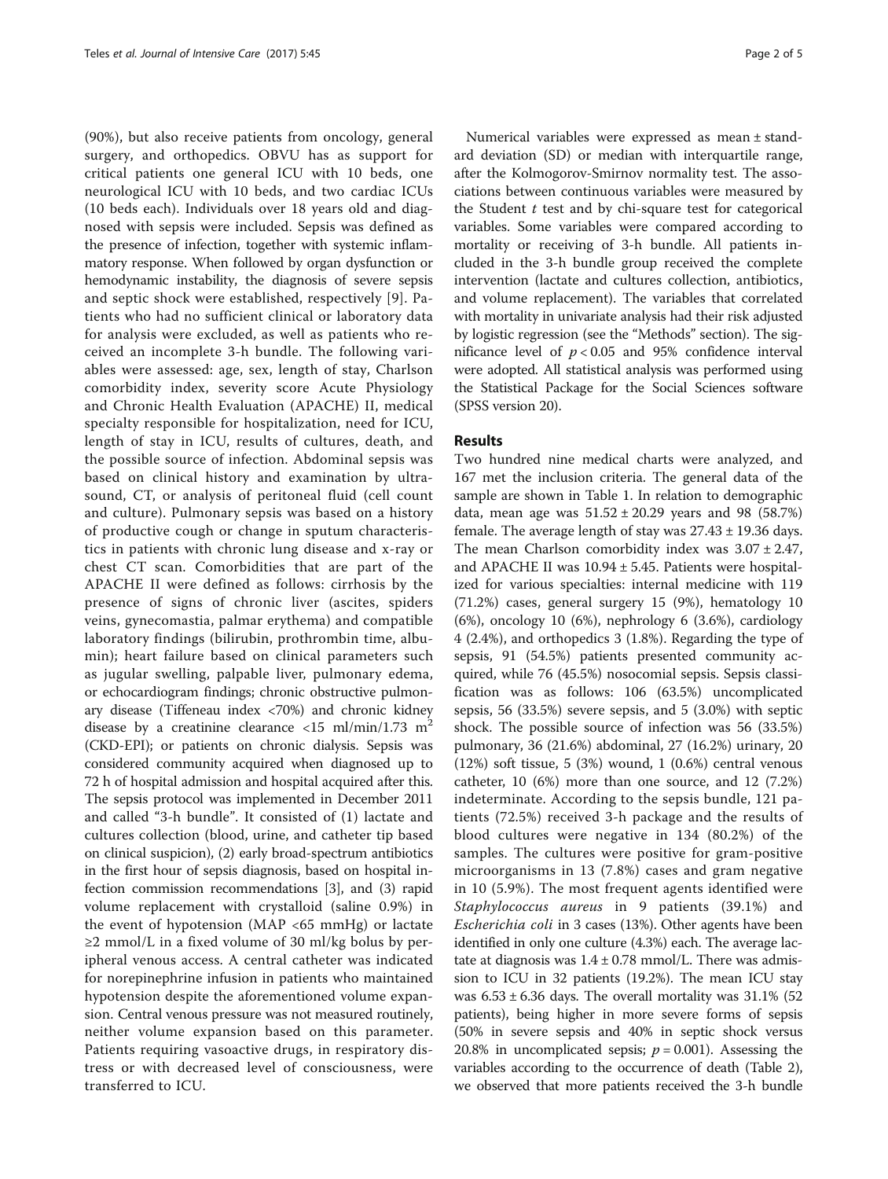(90%), but also receive patients from oncology, general surgery, and orthopedics. OBVU has as support for critical patients one general ICU with 10 beds, one neurological ICU with 10 beds, and two cardiac ICUs (10 beds each). Individuals over 18 years old and diagnosed with sepsis were included. Sepsis was defined as the presence of infection, together with systemic inflammatory response. When followed by organ dysfunction or hemodynamic instability, the diagnosis of severe sepsis and septic shock were established, respectively [9]. Patients who had no sufficient clinical or laboratory data for analysis were excluded, as well as patients who received an incomplete 3-h bundle. The following variables were assessed: age, sex, length of stay, Charlson comorbidity index, severity score Acute Physiology and Chronic Health Evaluation (APACHE) II, medical specialty responsible for hospitalization, need for ICU, length of stay in ICU, results of cultures, death, and the possible source of infection. Abdominal sepsis was based on clinical history and examination by ultrasound, CT, or analysis of peritoneal fluid (cell count and culture). Pulmonary sepsis was based on a history of productive cough or change in sputum characteristics in patients with chronic lung disease and x-ray or chest CT scan. Comorbidities that are part of the APACHE II were defined as follows: cirrhosis by the presence of signs of chronic liver (ascites, spiders veins, gynecomastia, palmar erythema) and compatible laboratory findings (bilirubin, prothrombin time, albumin); heart failure based on clinical parameters such as jugular swelling, palpable liver, pulmonary edema, or echocardiogram findings; chronic obstructive pulmonary disease (Tiffeneau index <70%) and chronic kidney disease by a creatinine clearance <15 ml/min/1.73 $m^2$ (CKD-EPI); or patients on chronic dialysis. Sepsis was considered community acquired when diagnosed up to 72 h of hospital admission and hospital acquired after this. The sepsis protocol was implemented in December 2011 and called "3-h bundle". It consisted of (1) lactate and cultures collection (blood, urine, and catheter tip based on clinical suspicion), (2) early broad-spectrum antibiotics in the first hour of sepsis diagnosis, based on hospital infection commission recommendations [3], and (3) rapid volume replacement with crystalloid (saline 0.9%) in the event of hypotension (MAP <65 mmHg) or lactate ≥2 mmol/L in a fixed volume of 30 ml/kg bolus by peripheral venous access. A central catheter was indicated for norepinephrine infusion in patients who maintained hypotension despite the aforementioned volume expansion. Central venous pressure was not measured routinely, neither volume expansion based on this parameter. Patients requiring vasoactive drugs, in respiratory distress or with decreased level of consciousness, were transferred to ICU.

Numerical variables were expressed as mean ± standard deviation (SD) or median with interquartile range, after the Kolmogorov-Smirnov normality test. The associations between continuous variables were measured by the Student *t* test and by chi-square test for categorical variables. Some variables were compared according to mortality or receiving of 3-h bundle. All patients included in the 3-h bundle group received the complete intervention (lactate and cultures collection, antibiotics, and volume replacement). The variables that correlated with mortality in univariate analysis had their risk adjusted by logistic regression (see the "Methods" section). The significance level of $p < 0.05$ and 95% confidence interval were adopted. All statistical analysis was performed using the Statistical Package for the Social Sciences software (SPSS version 20).

## Results

Two hundred nine medical charts were analyzed, and 167 met the inclusion criteria. The general data of the sample are shown in Table 1. In relation to demographic data, mean age was 51.52 ± 20.29 years and 98 (58.7%) female. The average length of stay was 27.43 ± 19.36 days. The mean Charlson comorbidity index was 3.07 ± 2.47, and APACHE II was 10.94 ± 5.45. Patients were hospitalized for various specialties: internal medicine with 119 (71.2%) cases, general surgery 15 (9%), hematology 10 (6%), oncology 10 (6%), nephrology 6 (3.6%), cardiology 4 (2.4%), and orthopedics 3 (1.8%). Regarding the type of sepsis, 91 (54.5%) patients presented community acquired, while 76 (45.5%) nosocomial sepsis. Sepsis classification was as follows: 106 (63.5%) uncomplicated sepsis, 56 (33.5%) severe sepsis, and 5 (3.0%) with septic shock. The possible source of infection was 56 (33.5%) pulmonary, 36 (21.6%) abdominal, 27 (16.2%) urinary, 20 (12%) soft tissue, 5 (3%) wound, 1 (0.6%) central venous catheter, 10 (6%) more than one source, and 12 (7.2%) indeterminate. According to the sepsis bundle, 121 patients (72.5%) received 3-h package and the results of blood cultures were negative in 134 (80.2%) of the samples. The cultures were positive for gram-positive microorganisms in 13 (7.8%) cases and gram negative in 10 (5.9%). The most frequent agents identified were *Staphylococcus aureus* in 9 patients (39.1%) and *Escherichia coli* in 3 cases (13%). Other agents have been identified in only one culture (4.3%) each. The average lactate at diagnosis was 1.4 ± 0.78 mmol/L. There was admission to ICU in 32 patients (19.2%). The mean ICU stay was 6.53 ± 6.36 days. The overall mortality was 31.1% (52 patients), being higher in more severe forms of sepsis (50% in severe sepsis and 40% in septic shock versus 20.8% in uncomplicated sepsis; $p = 0.001$). Assessing the variables according to the occurrence of death (Table 2), we observed that more patients received the 3-h bundle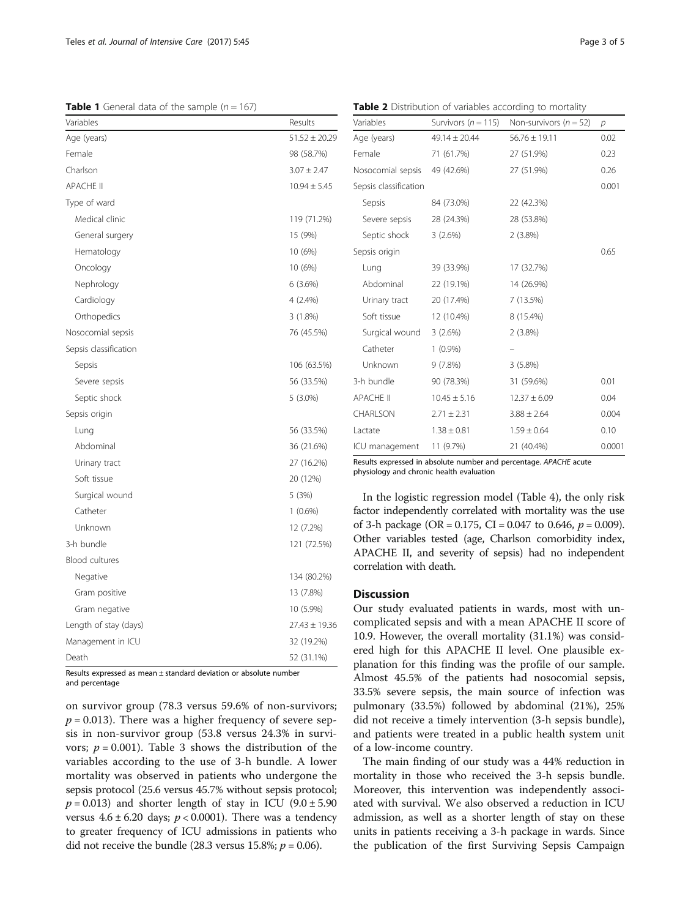**Table 1** General data of the sample ($n = 167$)

| Variables | Results |
| --- | --- |
| Age (years) | 51.52 ± 20.29 |
| Female | 98 (58.7%) |
| Charlson | 3.07 ± 2.47 |
| APACHE II | 10.94 ± 5.45 |
| Type of ward | |
| Medical clinic | 119 (71.2%) |
| General surgery | 15 (9%) |
| Hematology | 10 (6%) |
| Oncology | 10 (6%) |
| Nephrology | 6 (3.6%) |
| Cardiology | 4 (2.4%) |
| Orthopedics | 3 (1.8%) |
| Nosocomial sepsis | 76 (45.5%) |
| Sepsis classification | |
| Sepsis | 106 (63.5%) |
| Severe sepsis | 56 (33.5%) |
| Septic shock | 5 (3.0%) |
| Sepsis origin | |
| Lung | 56 (33.5%) |
| Abdominal | 36 (21.6%) |
| Urinary tract | 27 (16.2%) |
| Soft tissue | 20 (12%) |
| Surgical wound | 5 (3%) |
| Catheter | 1 (0.6%) |
| Unknown | 12 (7.2%) |
| 3-h bundle | 121 (72.5%) |
| Blood cultures | |
| Negative | 134 (80.2%) |
| Gram positive | 13 (7.8%) |
| Gram negative | 10 (5.9%) |
| Length of stay (days) | 27.43 ± 19.36 |
| Management in ICU | 32 (19.2%) |
| Death | 52 (31.1%) |

Results expressed as mean ± standard deviation or absolute number and percentage

on survivor group (78.3 versus 59.6% of non-survivors; $p = 0.013$). There was a higher frequency of severe sepsis in non-survivor group (53.8 versus 24.3% in survivors; $p = 0.001$). Table 3 shows the distribution of the variables according to the use of 3-h bundle. A lower mortality was observed in patients who undergone the sepsis protocol (25.6 versus 45.7% without sepsis protocol; $p = 0.013$) and shorter length of stay in ICU (9.0 ± 5.90 versus 4.6 ± 6.20 days; $p < 0.0001$). There was a tendency to greater frequency of ICU admissions in patients who did not receive the bundle (28.3 versus 15.8%; $p = 0.06$).

**Table 2** Distribution of variables according to mortality

| Variables | Survivors ($n = 115$) | Non-survivors ($n = 52$) | $p$ |
| --- | --- | --- | --- |
| Age (years) | 49.14 ± 20.44 | 56.76 ± 19.11 | 0.02 |
| Female | 71 (61.7%) | 27 (51.9%) | 0.23 |
| Nosocomial sepsis | 49 (42.6%) | 27 (51.9%) | 0.26 |
| Sepsis classification | | | 0.001 |
| Sepsis | 84 (73.0%) | 22 (42.3%) | |
| Severe sepsis | 28 (24.3%) | 28 (53.8%) | |
| Septic shock | 3 (2.6%) | 2 (3.8%) | |
| Sepsis origin | | | 0.65 |
| Lung | 39 (33.9%) | 17 (32.7%) | |
| Abdominal | 22 (19.1%) | 14 (26.9%) | |
| Urinary tract | 20 (17.4%) | 7 (13.5%) | |
| Soft tissue | 12 (10.4%) | 8 (15.4%) | |
| Surgical wound | 3 (2.6%) | 2 (3.8%) | |
| Catheter | 1 (0.9%) | – | |
| Unknown | 9 (7.8%) | 3 (5.8%) | |
| 3-h bundle | 90 (78.3%) | 31 (59.6%) | 0.01 |
| APACHE II | 10.45 ± 5.16 | 12.37 ± 6.09 | 0.04 |
| CHARLSON | 2.71 ± 2.31 | 3.88 ± 2.64 | 0.004 |
| Lactate | 1.38 ± 0.81 | 1.59 ± 0.64 | 0.10 |
| ICU management | 11 (9.7%) | 21 (40.4%) | 0.0001 |

Results expressed in absolute number and percentage. *APACHE* acute physiology and chronic health evaluation

In the logistic regression model (Table 4), the only risk factor independently correlated with mortality was the use of 3-h package (OR = 0.175, CI = 0.047 to 0.646, $p = 0.009$). Other variables tested (age, Charlson comorbidity index, APACHE II, and severity of sepsis) had no independent correlation with death.

## Discussion

Our study evaluated patients in wards, most with uncomplicated sepsis and with a mean APACHE II score of 10.9. However, the overall mortality (31.1%) was considered high for this APACHE II level. One plausible explanation for this finding was the profile of our sample. Almost 45.5% of the patients had nosocomial sepsis, 33.5% severe sepsis, the main source of infection was pulmonary (33.5%) followed by abdominal (21%), 25% did not receive a timely intervention (3-h sepsis bundle), and patients were treated in a public health system unit of a low-income country.

The main finding of our study was a 44% reduction in mortality in those who received the 3-h sepsis bundle. Moreover, this intervention was independently associated with survival. We also observed a reduction in ICU admission, as well as a shorter length of stay on these units in patients receiving a 3-h package in wards. Since the publication of the first Surviving Sepsis Campaign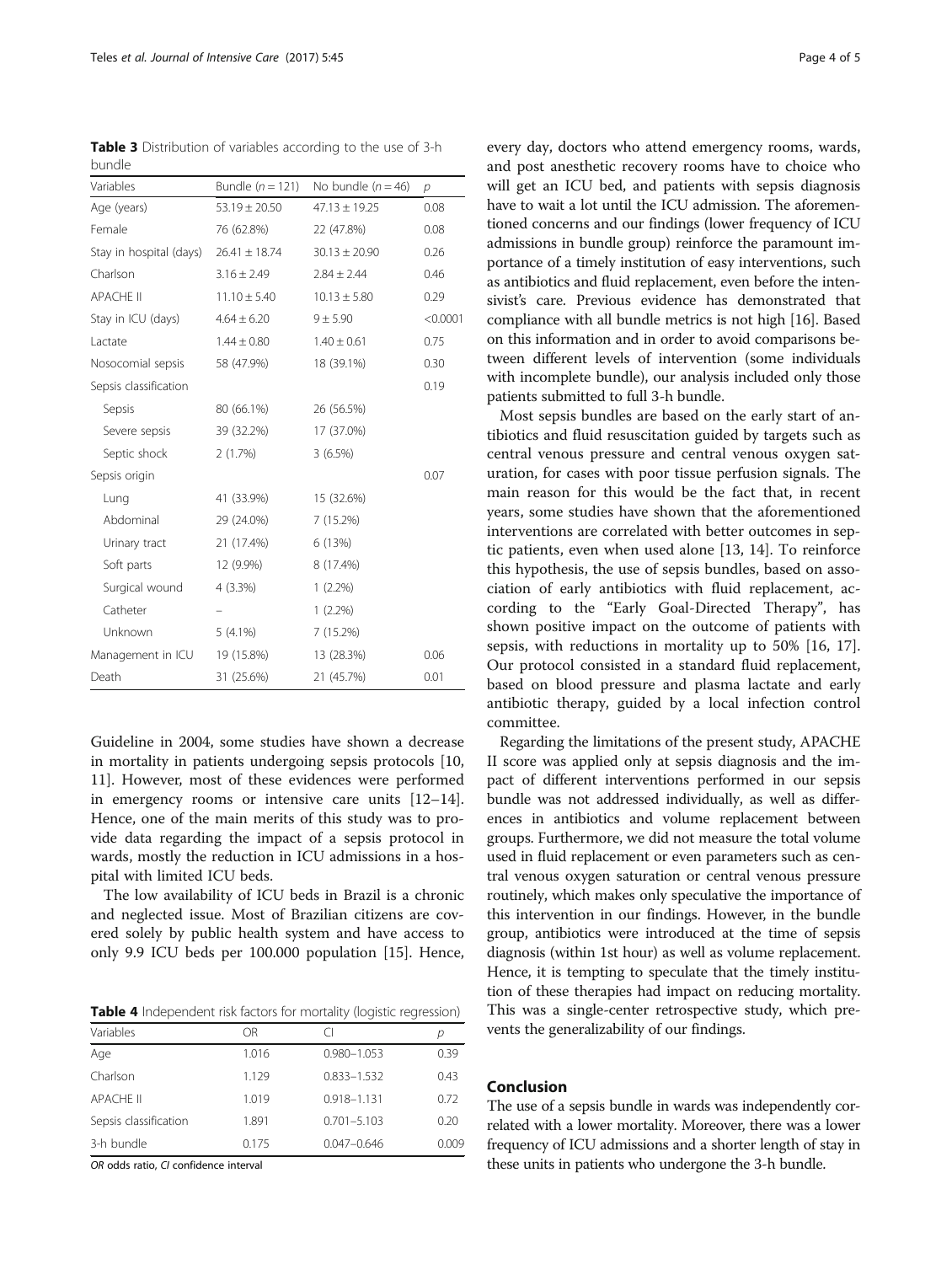**Table 3** Distribution of variables according to the use of 3-h bundle

| Variables | Bundle ($n = 121$) | No bundle ($n = 46$) | $p$ |
|---|---|---|---|
| Age (years) | 53.19 ± 20.50 | 47.13 ± 19.25 | 0.08 |
| Female | 76 (62.8%) | 22 (47.8%) | 0.08 |
| Stay in hospital (days) | 26.41 ± 18.74 | 30.13 ± 20.90 | 0.26 |
| Charlson | 3.16 ± 2.49 | 2.84 ± 2.44 | 0.46 |
| APACHE II | 11.10 ± 5.40 | 10.13 ± 5.80 | 0.29 |
| Stay in ICU (days) | 4.64 ± 6.20 | 9 ± 5.90 | <0.0001 |
| Lactate | 1.44 ± 0.80 | 1.40 ± 0.61 | 0.75 |
| Nosocomial sepsis | 58 (47.9%) | 18 (39.1%) | 0.30 |
| Sepsis classification | | | 0.19 |
| Sepsis | 80 (66.1%) | 26 (56.5%) | |
| Severe sepsis | 39 (32.2%) | 17 (37.0%) | |
| Septic shock | 2 (1.7%) | 3 (6.5%) | |
| Sepsis origin | | | 0.07 |
| Lung | 41 (33.9%) | 15 (32.6%) | |
| Abdominal | 29 (24.0%) | 7 (15.2%) | |
| Urinary tract | 21 (17.4%) | 6 (13%) | |
| Soft parts | 12 (9.9%) | 8 (17.4%) | |
| Surgical wound | 4 (3.3%) | 1 (2.2%) | |
| Catheter | – | 1 (2.2%) | |
| Unknown | 5 (4.1%) | 7 (15.2%) | |
| Management in ICU | 19 (15.8%) | 13 (28.3%) | 0.06 |
| Death | 31 (25.6%) | 21 (45.7%) | 0.01 |

Guideline in 2004, some studies have shown a decrease in mortality in patients undergoing sepsis protocols [10, 11]. However, most of these evidences were performed in emergency rooms or intensive care units [12–14]. Hence, one of the main merits of this study was to provide data regarding the impact of a sepsis protocol in wards, mostly the reduction in ICU admissions in a hospital with limited ICU beds.

The low availability of ICU beds in Brazil is a chronic and neglected issue. Most of Brazilian citizens are covered solely by public health system and have access to only 9.9 ICU beds per 100.000 population [15]. Hence, every day, doctors who attend emergency rooms, wards, and post anesthetic recovery rooms have to choice who will get an ICU bed, and patients with sepsis diagnosis have to wait a lot until the ICU admission. The aforementioned concerns and our findings (lower frequency of ICU admissions in bundle group) reinforce the paramount importance of a timely institution of easy interventions, such as antibiotics and fluid replacement, even before the intensivist's care. Previous evidence has demonstrated that compliance with all bundle metrics is not high [16]. Based on this information and in order to avoid comparisons between different levels of intervention (some individuals with incomplete bundle), our analysis included only those patients submitted to full 3-h bundle.

**Table 4** Independent risk factors for mortality (logistic regression)

| Variables | OR | CI | $p$ |
|---|---|---|---|
| Age | 1.016 | 0.980–1.053 | 0.39 |
| Charlson | 1.129 | 0.833–1.532 | 0.43 |
| APACHE II | 1.019 | 0.918–1.131 | 0.72 |
| Sepsis classification | 1.891 | 0.701–5.103 | 0.20 |
| 3-h bundle | 0.175 | 0.047–0.646 | 0.009 |

*OR* odds ratio, *CI* confidence interval

Most sepsis bundles are based on the early start of antibiotics and fluid resuscitation guided by targets such as central venous pressure and central venous oxygen saturation, for cases with poor tissue perfusion signals. The main reason for this would be the fact that, in recent years, some studies have shown that the aforementioned interventions are correlated with better outcomes in septic patients, even when used alone [13, 14]. To reinforce this hypothesis, the use of sepsis bundles, based on association of early antibiotics with fluid replacement, according to the "Early Goal-Directed Therapy", has shown positive impact on the outcome of patients with sepsis, with reductions in mortality up to 50% [16, 17]. Our protocol consisted in a standard fluid replacement, based on blood pressure and plasma lactate and early antibiotic therapy, guided by a local infection control committee.

Regarding the limitations of the present study, APACHE II score was applied only at sepsis diagnosis and the impact of different interventions performed in our sepsis bundle was not addressed individually, as well as differences in antibiotics and volume replacement between groups. Furthermore, we did not measure the total volume used in fluid replacement or even parameters such as central venous oxygen saturation or central venous pressure routinely, which makes only speculative the importance of this intervention in our findings. However, in the bundle group, antibiotics were introduced at the time of sepsis diagnosis (within 1st hour) as well as volume replacement. Hence, it is tempting to speculate that the timely institution of these therapies had impact on reducing mortality. This was a single-center retrospective study, which prevents the generalizability of our findings.

## Conclusion

The use of a sepsis bundle in wards was independently correlated with a lower mortality. Moreover, there was a lower frequency of ICU admissions and a shorter length of stay in these units in patients who undergone the 3-h bundle.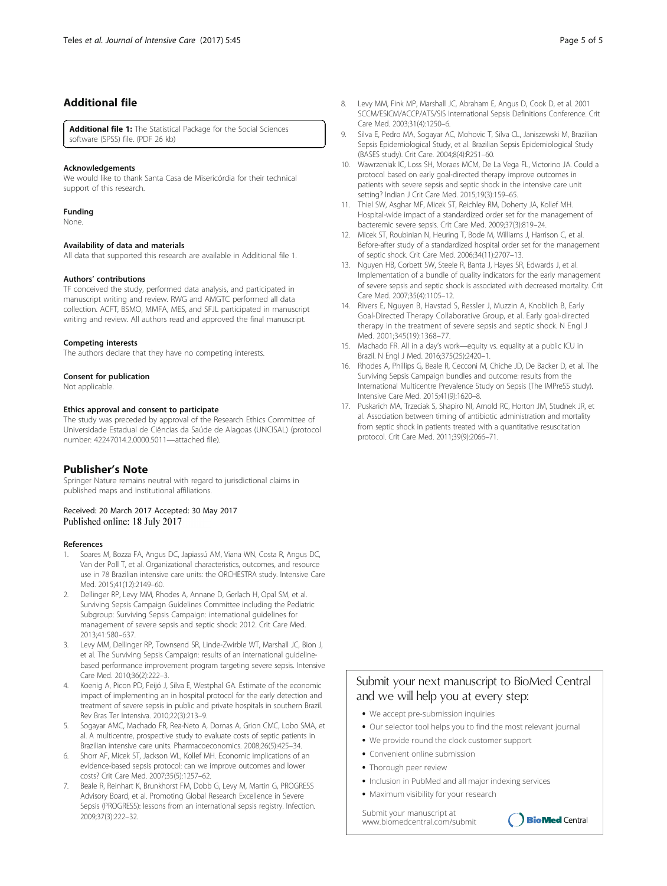## Additional file

**Additional file 1:** The Statistical Package for the Social Sciences software (SPSS) file. (PDF 26 kb)

#### Acknowledgements

We would like to thank Santa Casa de Misericórdia for their technical support of this research.

#### Funding

None.

#### Availability of data and materials

All data that supported this research are available in Additional file 1.

#### Authors' contributions

TF conceived the study, performed data analysis, and participated in manuscript writing and review. RWG and AMGTC performed all data collection. ACFT, BSMO, MMFA, MES, and SFJL participated in manuscript writing and review. All authors read and approved the final manuscript.

#### Competing interests

The authors declare that they have no competing interests.

#### Consent for publication

Not applicable.

#### Ethics approval and consent to participate

The study was preceded by approval of the Research Ethics Committee of Universidade Estadual de Ciências da Saúde de Alagoas (UNCISAL) (protocol number: 42247014.2.0000.5011—attached file).

## Publisher's Note

Springer Nature remains neutral with regard to jurisdictional claims in published maps and institutional affiliations.

Received: 20 March 2017 Accepted: 30 May 2017
Published online: 18 July 2017

#### References

1. Soares M, Bozza FA, Angus DC, Japiassú AM, Viana WN, Costa R, Angus DC, Van der Poll T, et al. Organizational characteristics, outcomes, and resource use in 78 Brazilian intensive care units: the ORCHESTRA study. Intensive Care Med. 2015;41(12):2149–60.
2. Dellinger RP, Levy MM, Rhodes A, Annane D, Gerlach H, Opal SM, et al. Surviving Sepsis Campaign Guidelines Committee including the Pediatric Subgroup: Surviving Sepsis Campaign: international guidelines for management of severe sepsis and septic shock: 2012. Crit Care Med. 2013;41:580–637.
3. Levy MM, Dellinger RP, Townsend SR, Linde-Zwirble WT, Marshall JC, Bion J, et al. The Surviving Sepsis Campaign: results of an international guideline-based performance improvement program targeting severe sepsis. Intensive Care Med. 2010;36(2):222–3.
4. Koenig A, Picon PD, Feijó J, Silva E, Westphal GA. Estimate of the economic impact of implementing an in hospital protocol for the early detection and treatment of severe sepsis in public and private hospitals in southern Brazil. Rev Bras Ter Intensiva. 2010;22(3):213–9.
5. Sogayar AMC, Machado FR, Rea-Neto A, Dornas A, Grion CMC, Lobo SMA, et al. A multicentre, prospective study to evaluate costs of septic patients in Brazilian intensive care units. Pharmacoeconomics. 2008;26(5):425–34.
6. Shorr AF, Micek ST, Jackson WL, Kollef MH. Economic implications of an evidence-based sepsis protocol: can we improve outcomes and lower costs? Crit Care Med. 2007;35(5):1257–62.
7. Beale R, Reinhart K, Brunkhorst FM, Dobb G, Levy M, Martin G, PROGRESS Advisory Board, et al. Promoting Global Research Excellence in Severe Sepsis (PROGRESS): lessons from an international sepsis registry. Infection. 2009;37(3):222–32.
8. Levy MM, Fink MP, Marshall JC, Abraham E, Angus D, Cook D, et al. 2001 SCCM/ESICM/ACCP/ATS/SIS International Sepsis Definitions Conference. Crit Care Med. 2003;31(4):1250–6.
9. Silva E, Pedro MA, Sogayar AC, Mohovic T, Silva CL, Janiszewski M, Brazilian Sepsis Epidemiological Study, et al. Brazilian Sepsis Epidemiological Study (BASES study). Crit Care. 2004;8(4):R251–60.
10. Wawrzeniak IC, Loss SH, Moraes MCM, De La Vega FL, Victorino JA. Could a protocol based on early goal-directed therapy improve outcomes in patients with severe sepsis and septic shock in the intensive care unit setting? Indian J Crit Care Med. 2015;19(3):159–65.
11. Thiel SW, Asghar MF, Micek ST, Reichley RM, Doherty JA, Kollef MH. Hospital-wide impact of a standardized order set for the management of bacteremic severe sepsis. Crit Care Med. 2009;37(3):819–24.
12. Micek ST, Roubinian N, Heuring T, Bode M, Williams J, Harrison C, et al. Before-after study of a standardized hospital order set for the management of septic shock. Crit Care Med. 2006;34(11):2707–13.
13. Nguyen HB, Corbett SW, Steele R, Banta J, Hayes SR, Edwards J, et al. Implementation of a bundle of quality indicators for the early management of severe sepsis and septic shock is associated with decreased mortality. Crit Care Med. 2007;35(4):1105–12.
14. Rivers E, Nguyen B, Havstad S, Ressler J, Muzzin A, Knoblich B, Early Goal-Directed Therapy Collaborative Group, et al. Early goal-directed therapy in the treatment of severe sepsis and septic shock. N Engl J Med. 2001;345(19):1368–77.
15. Machado FR. All in a day's work—equity vs. equality at a public ICU in Brazil. N Engl J Med. 2016;375(25):2420–1.
16. Rhodes A, Phillips G, Beale R, Cecconi M, Chiche JD, De Backer D, et al. The Surviving Sepsis Campaign bundles and outcome: results from the International Multicentre Prevalence Study on Sepsis (The IMPreSS study). Intensive Care Med. 2015;41(9):1620–8.
17. Puskarich MA, Trzeciak S, Shapiro NI, Arnold RC, Horton JM, Studnek JR, et al. Association between timing of antibiotic administration and mortality from septic shock in patients treated with a quantitative resuscitation protocol. Crit Care Med. 2011;39(9):2066–71.

Submit your next manuscript to BioMed Central and we will help you at every step:

- We accept pre-submission inquiries
- Our selector tool helps you to find the most relevant journal
- We provide round the clock customer support
- Convenient online submission
- Thorough peer review
- Inclusion in PubMed and all major indexing services
- Maximum visibility for your research

Submit your manuscript at
www.biomedcentral.com/submit

BioMed Central